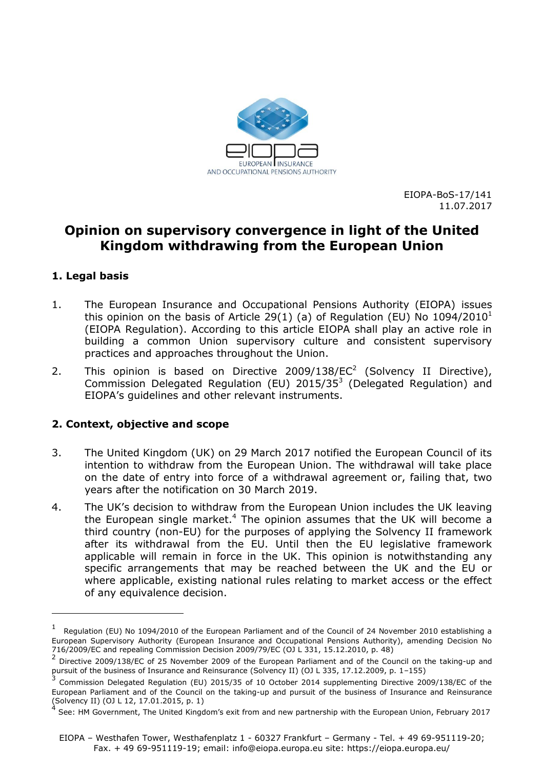EIOPA-BoS-17/141
11.07.2017

# Opinion on supervisory convergence in light of the United Kingdom withdrawing from the European Union

## 1. Legal basis

1. The European Insurance and Occupational Pensions Authority (EIOPA) issues this opinion on the basis of Article 29(1) (a) of Regulation (EU) No 1094/2010[1] (EIOPA Regulation). According to this article EIOPA shall play an active role in building a common Union supervisory culture and consistent supervisory practices and approaches throughout the Union.

2. This opinion is based on Directive 2009/138/EC[2] (Solvency II Directive), Commission Delegated Regulation (EU) 2015/35[3] (Delegated Regulation) and EIOPA's guidelines and other relevant instruments.

## 2. Context, objective and scope

3. The United Kingdom (UK) on 29 March 2017 notified the European Council of its intention to withdraw from the European Union. The withdrawal will take place on the date of entry into force of a withdrawal agreement or, failing that, two years after the notification on 30 March 2019.

4. The UK's decision to withdraw from the European Union includes the UK leaving the European single market.[4] The opinion assumes that the UK will become a third country (non-EU) for the purposes of applying the Solvency II framework after its withdrawal from the EU. Until then the EU legislative framework applicable will remain in force in the UK. This opinion is notwithstanding any specific arrangements that may be reached between the UK and the EU or where applicable, existing national rules relating to market access or the effect of any equivalence decision.

---

[1] Regulation (EU) No 1094/2010 of the European Parliament and of the Council of 24 November 2010 establishing a European Supervisory Authority (European Insurance and Occupational Pensions Authority), amending Decision No 716/2009/EC and repealing Commission Decision 2009/79/EC (OJ L 331, 15.12.2010, p. 48)

[2] Directive 2009/138/EC of 25 November 2009 of the European Parliament and of the Council on the taking-up and pursuit of the business of Insurance and Reinsurance (Solvency II) (OJ L 335, 17.12.2009, p. 1–155)

[3] Commission Delegated Regulation (EU) 2015/35 of 10 October 2014 supplementing Directive 2009/138/EC of the European Parliament and of the Council on the taking-up and pursuit of the business of Insurance and Reinsurance (Solvency II) (OJ L 12, 17.01.2015, p. 1)

[4] See: HM Government, The United Kingdom's exit from and new partnership with the European Union, February 2017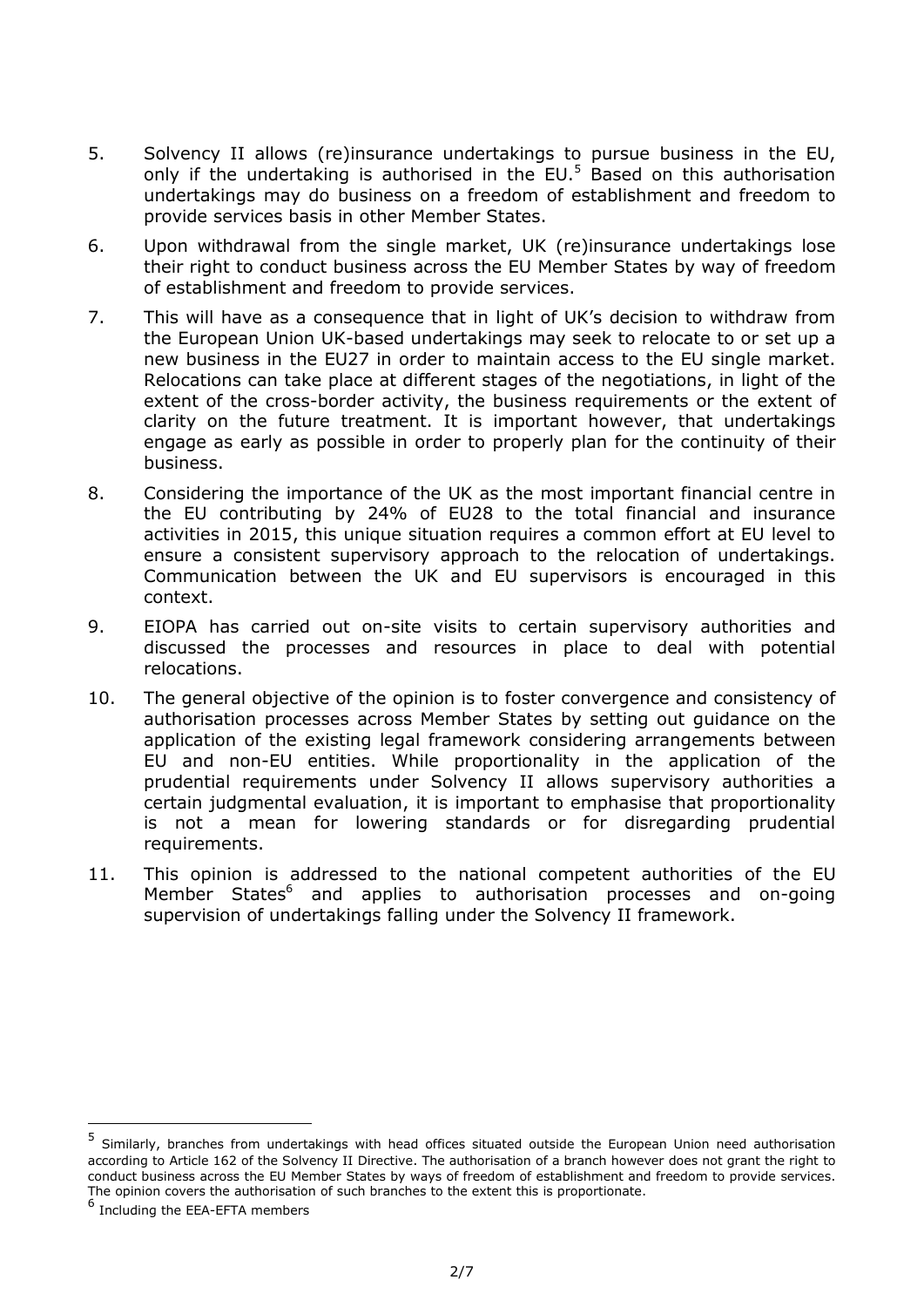5. Solvency II allows (re)insurance undertakings to pursue business in the EU, only if the undertaking is authorised in the EU.[5] Based on this authorisation undertakings may do business on a freedom of establishment and freedom to provide services basis in other Member States.

6. Upon withdrawal from the single market, UK (re)insurance undertakings lose their right to conduct business across the EU Member States by way of freedom of establishment and freedom to provide services.

7. This will have as a consequence that in light of UK's decision to withdraw from the European Union UK-based undertakings may seek to relocate to or set up a new business in the EU27 in order to maintain access to the EU single market. Relocations can take place at different stages of the negotiations, in light of the extent of the cross-border activity, the business requirements or the extent of clarity on the future treatment. It is important however, that undertakings engage as early as possible in order to properly plan for the continuity of their business.

8. Considering the importance of the UK as the most important financial centre in the EU contributing by 24% of EU28 to the total financial and insurance activities in 2015, this unique situation requires a common effort at EU level to ensure a consistent supervisory approach to the relocation of undertakings. Communication between the UK and EU supervisors is encouraged in this context.

9. EIOPA has carried out on-site visits to certain supervisory authorities and discussed the processes and resources in place to deal with potential relocations.

10. The general objective of the opinion is to foster convergence and consistency of authorisation processes across Member States by setting out guidance on the application of the existing legal framework considering arrangements between EU and non-EU entities. While proportionality in the application of the prudential requirements under Solvency II allows supervisory authorities a certain judgmental evaluation, it is important to emphasise that proportionality is not a mean for lowering standards or for disregarding prudential requirements.

11. This opinion is addressed to the national competent authorities of the EU Member States[6] and applies to authorisation processes and on-going supervision of undertakings falling under the Solvency II framework.

---

[5] Similarly, branches from undertakings with head offices situated outside the European Union need authorisation according to Article 162 of the Solvency II Directive. The authorisation of a branch however does not grant the right to conduct business across the EU Member States by ways of freedom of establishment and freedom to provide services. The opinion covers the authorisation of such branches to the extent this is proportionate.

[6] Including the EEA-EFTA members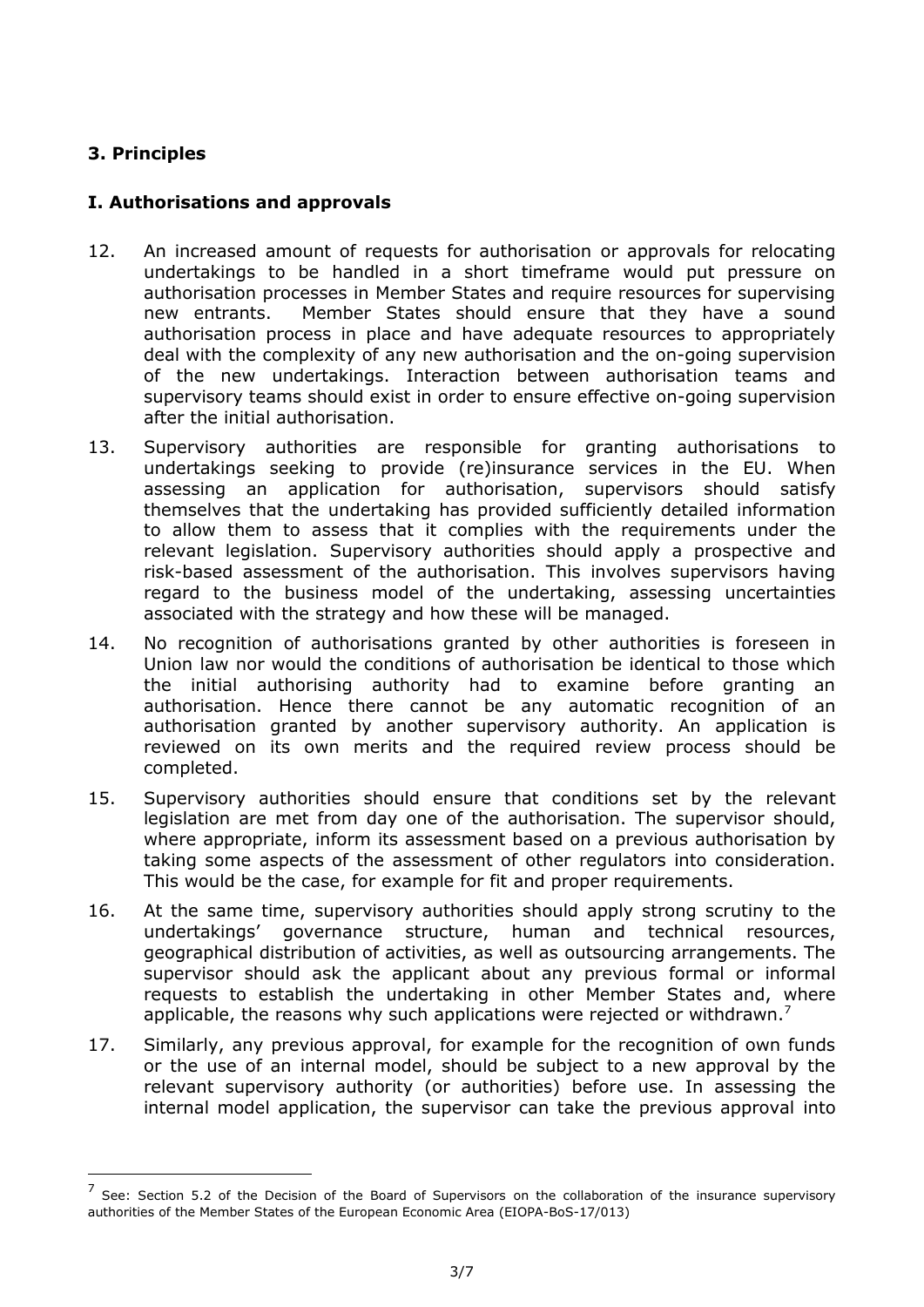### 3. Principles

### I. Authorisations and approvals

12. An increased amount of requests for authorisation or approvals for relocating undertakings to be handled in a short timeframe would put pressure on authorisation processes in Member States and require resources for supervising new entrants. Member States should ensure that they have a sound authorisation process in place and have adequate resources to appropriately deal with the complexity of any new authorisation and the on-going supervision of the new undertakings. Interaction between authorisation teams and supervisory teams should exist in order to ensure effective on-going supervision after the initial authorisation.

13. Supervisory authorities are responsible for granting authorisations to undertakings seeking to provide (re)insurance services in the EU. When assessing an application for authorisation, supervisors should satisfy themselves that the undertaking has provided sufficiently detailed information to allow them to assess that it complies with the requirements under the relevant legislation. Supervisory authorities should apply a prospective and risk-based assessment of the authorisation. This involves supervisors having regard to the business model of the undertaking, assessing uncertainties associated with the strategy and how these will be managed.

14. No recognition of authorisations granted by other authorities is foreseen in Union law nor would the conditions of authorisation be identical to those which the initial authorising authority had to examine before granting an authorisation. Hence there cannot be any automatic recognition of an authorisation granted by another supervisory authority. An application is reviewed on its own merits and the required review process should be completed.

15. Supervisory authorities should ensure that conditions set by the relevant legislation are met from day one of the authorisation. The supervisor should, where appropriate, inform its assessment based on a previous authorisation by taking some aspects of the assessment of other regulators into consideration. This would be the case, for example for fit and proper requirements.

16. At the same time, supervisory authorities should apply strong scrutiny to the undertakings' governance structure, human and technical resources, geographical distribution of activities, as well as outsourcing arrangements. The supervisor should ask the applicant about any previous formal or informal requests to establish the undertaking in other Member States and, where applicable, the reasons why such applications were rejected or withdrawn.[7]

17. Similarly, any previous approval, for example for the recognition of own funds or the use of an internal model, should be subject to a new approval by the relevant supervisory authority (or authorities) before use. In assessing the internal model application, the supervisor can take the previous approval into

[7] See: Section 5.2 of the Decision of the Board of Supervisors on the collaboration of the insurance supervisory authorities of the Member States of the European Economic Area (EIOPA-BoS-17/013)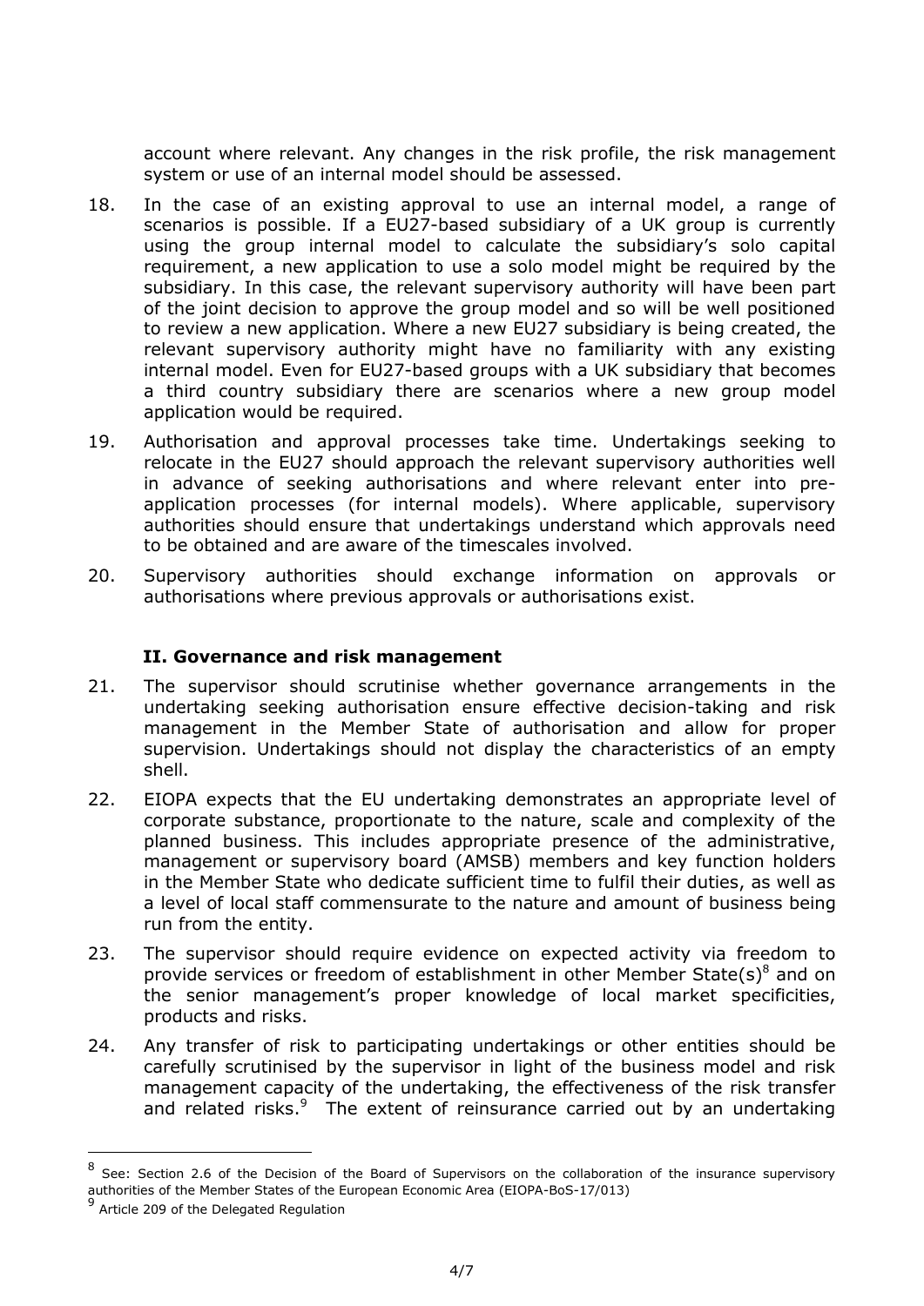account where relevant. Any changes in the risk profile, the risk management system or use of an internal model should be assessed.

18. In the case of an existing approval to use an internal model, a range of scenarios is possible. If a EU27-based subsidiary of a UK group is currently using the group internal model to calculate the subsidiary's solo capital requirement, a new application to use a solo model might be required by the subsidiary. In this case, the relevant supervisory authority will have been part of the joint decision to approve the group model and so will be well positioned to review a new application. Where a new EU27 subsidiary is being created, the relevant supervisory authority might have no familiarity with any existing internal model. Even for EU27-based groups with a UK subsidiary that becomes a third country subsidiary there are scenarios where a new group model application would be required.

19. Authorisation and approval processes take time. Undertakings seeking to relocate in the EU27 should approach the relevant supervisory authorities well in advance of seeking authorisations and where relevant enter into pre-application processes (for internal models). Where applicable, supervisory authorities should ensure that undertakings understand which approvals need to be obtained and are aware of the timescales involved.

20. Supervisory authorities should exchange information on approvals or authorisations where previous approvals or authorisations exist.

### II. Governance and risk management

21. The supervisor should scrutinise whether governance arrangements in the undertaking seeking authorisation ensure effective decision-taking and risk management in the Member State of authorisation and allow for proper supervision. Undertakings should not display the characteristics of an empty shell.

22. EIOPA expects that the EU undertaking demonstrates an appropriate level of corporate substance, proportionate to the nature, scale and complexity of the planned business. This includes appropriate presence of the administrative, management or supervisory board (AMSB) members and key function holders in the Member State who dedicate sufficient time to fulfil their duties, as well as a level of local staff commensurate to the nature and amount of business being run from the entity.

23. The supervisor should require evidence on expected activity via freedom to provide services or freedom of establishment in other Member State(s)[8] and on the senior management's proper knowledge of local market specificities, products and risks.

24. Any transfer of risk to participating undertakings or other entities should be carefully scrutinised by the supervisor in light of the business model and risk management capacity of the undertaking, the effectiveness of the risk transfer and related risks.[9] The extent of reinsurance carried out by an undertaking

---

[8] See: Section 2.6 of the Decision of the Board of Supervisors on the collaboration of the insurance supervisory authorities of the Member States of the European Economic Area (EIOPA-BoS-17/013)

[9] Article 209 of the Delegated Regulation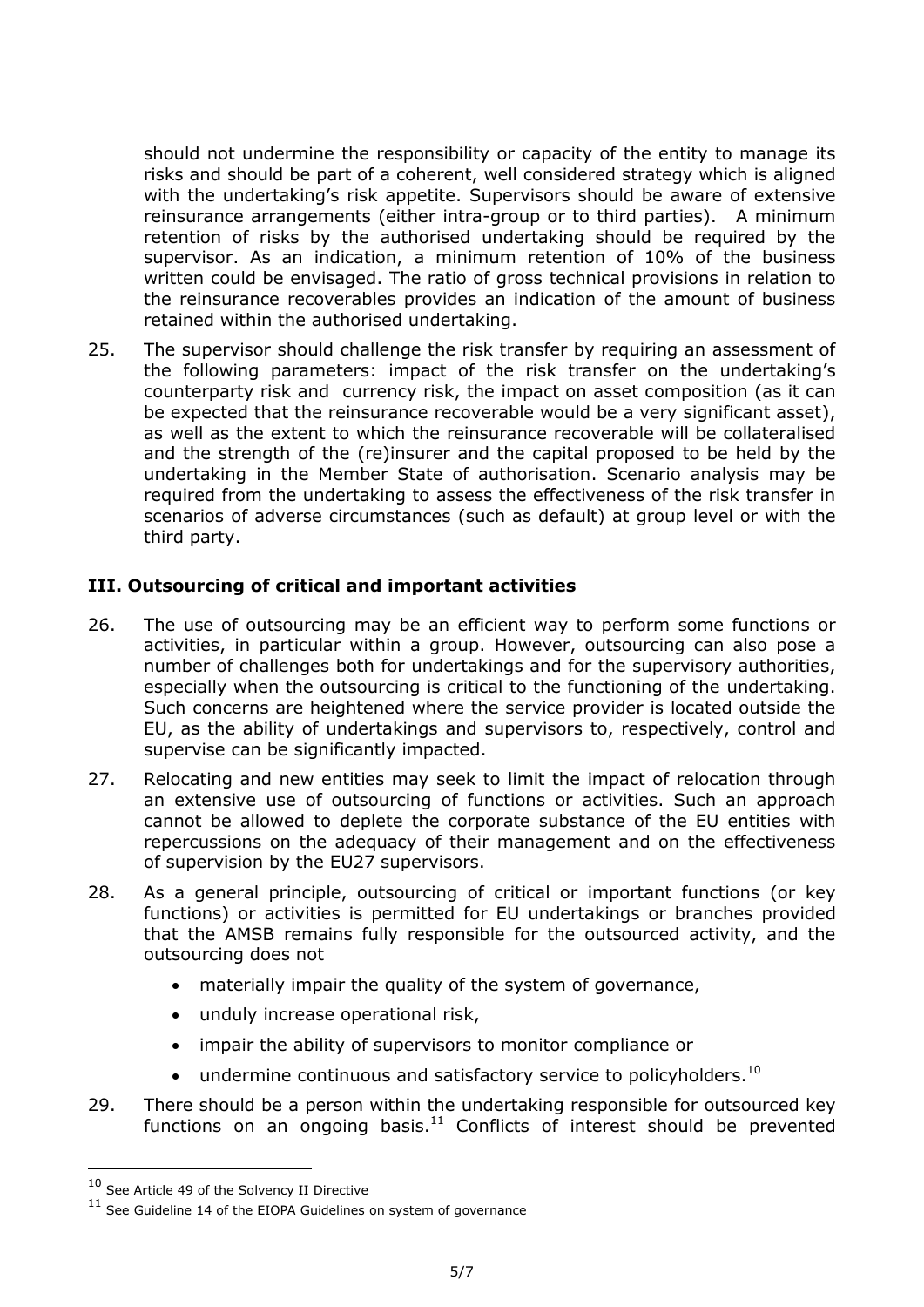should not undermine the responsibility or capacity of the entity to manage its risks and should be part of a coherent, well considered strategy which is aligned with the undertaking's risk appetite. Supervisors should be aware of extensive reinsurance arrangements (either intra-group or to third parties). A minimum retention of risks by the authorised undertaking should be required by the supervisor. As an indication, a minimum retention of 10% of the business written could be envisaged. The ratio of gross technical provisions in relation to the reinsurance recoverables provides an indication of the amount of business retained within the authorised undertaking.

25. The supervisor should challenge the risk transfer by requiring an assessment of the following parameters: impact of the risk transfer on the undertaking's counterparty risk and currency risk, the impact on asset composition (as it can be expected that the reinsurance recoverable would be a very significant asset), as well as the extent to which the reinsurance recoverable will be collateralised and the strength of the (re)insurer and the capital proposed to be held by the undertaking in the Member State of authorisation. Scenario analysis may be required from the undertaking to assess the effectiveness of the risk transfer in scenarios of adverse circumstances (such as default) at group level or with the third party.

## III. Outsourcing of critical and important activities

26. The use of outsourcing may be an efficient way to perform some functions or activities, in particular within a group. However, outsourcing can also pose a number of challenges both for undertakings and for the supervisory authorities, especially when the outsourcing is critical to the functioning of the undertaking. Such concerns are heightened where the service provider is located outside the EU, as the ability of undertakings and supervisors to, respectively, control and supervise can be significantly impacted.

27. Relocating and new entities may seek to limit the impact of relocation through an extensive use of outsourcing of functions or activities. Such an approach cannot be allowed to deplete the corporate substance of the EU entities with repercussions on the adequacy of their management and on the effectiveness of supervision by the EU27 supervisors.

28. As a general principle, outsourcing of critical or important functions (or key functions) or activities is permitted for EU undertakings or branches provided that the AMSB remains fully responsible for the outsourced activity, and the outsourcing does not

    - materially impair the quality of the system of governance,
    - unduly increase operational risk,
    - impair the ability of supervisors to monitor compliance or
    - undermine continuous and satisfactory service to policyholders.[10]

29. There should be a person within the undertaking responsible for outsourced key functions on an ongoing basis.[11] Conflicts of interest should be prevented

---

[10] See Article 49 of the Solvency II Directive

[11] See Guideline 14 of the EIOPA Guidelines on system of governance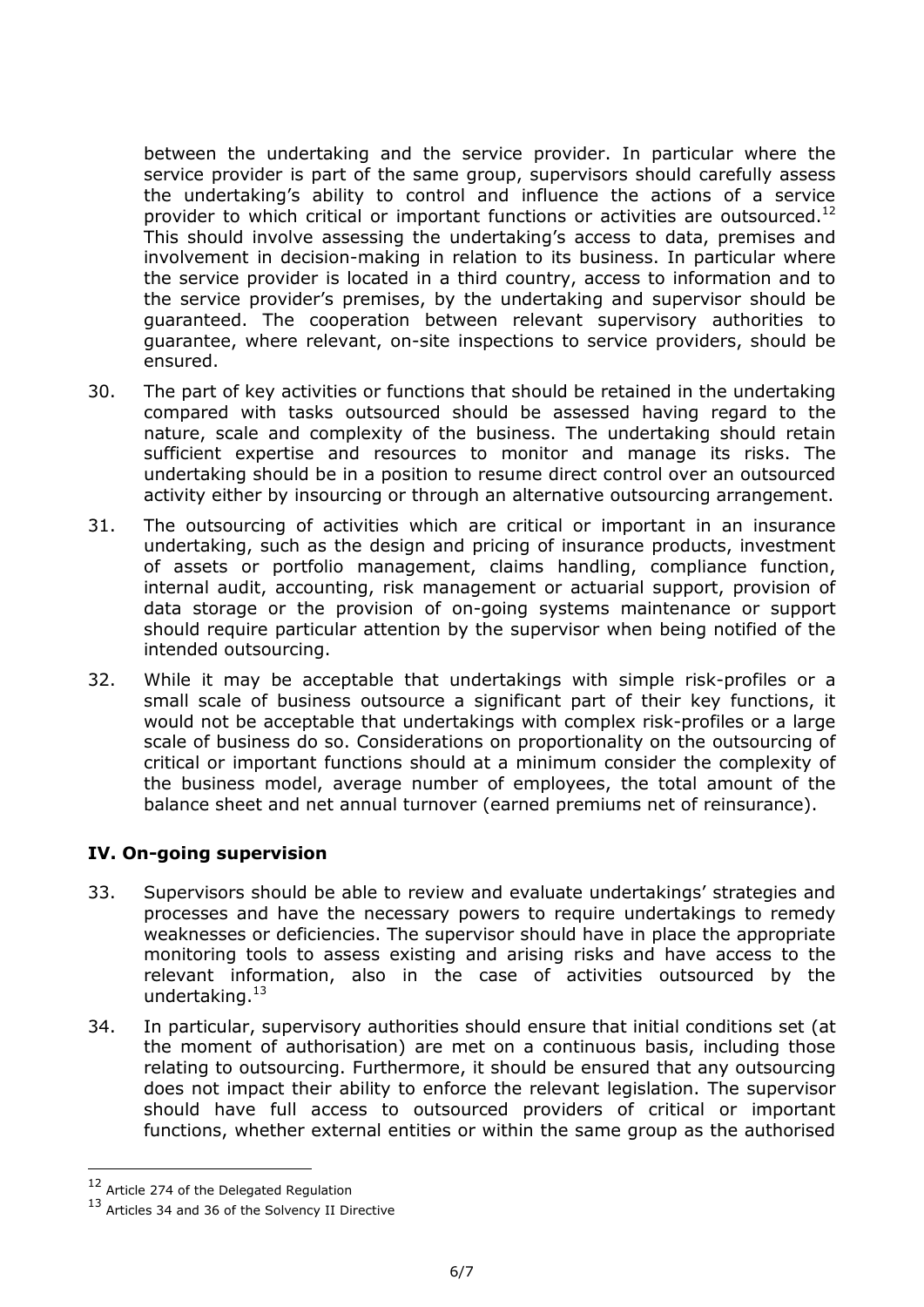between the undertaking and the service provider. In particular where the service provider is part of the same group, supervisors should carefully assess the undertaking's ability to control and influence the actions of a service provider to which critical or important functions or activities are outsourced.[12] This should involve assessing the undertaking's access to data, premises and involvement in decision-making in relation to its business. In particular where the service provider is located in a third country, access to information and to the service provider's premises, by the undertaking and supervisor should be guaranteed. The cooperation between relevant supervisory authorities to guarantee, where relevant, on-site inspections to service providers, should be ensured.

30. The part of key activities or functions that should be retained in the undertaking compared with tasks outsourced should be assessed having regard to the nature, scale and complexity of the business. The undertaking should retain sufficient expertise and resources to monitor and manage its risks. The undertaking should be in a position to resume direct control over an outsourced activity either by insourcing or through an alternative outsourcing arrangement.

31. The outsourcing of activities which are critical or important in an insurance undertaking, such as the design and pricing of insurance products, investment of assets or portfolio management, claims handling, compliance function, internal audit, accounting, risk management or actuarial support, provision of data storage or the provision of on-going systems maintenance or support should require particular attention by the supervisor when being notified of the intended outsourcing.

32. While it may be acceptable that undertakings with simple risk-profiles or a small scale of business outsource a significant part of their key functions, it would not be acceptable that undertakings with complex risk-profiles or a large scale of business do so. Considerations on proportionality on the outsourcing of critical or important functions should at a minimum consider the complexity of the business model, average number of employees, the total amount of the balance sheet and net annual turnover (earned premiums net of reinsurance).

## IV. On-going supervision

33. Supervisors should be able to review and evaluate undertakings' strategies and processes and have the necessary powers to require undertakings to remedy weaknesses or deficiencies. The supervisor should have in place the appropriate monitoring tools to assess existing and arising risks and have access to the relevant information, also in the case of activities outsourced by the undertaking.[13]

34. In particular, supervisory authorities should ensure that initial conditions set (at the moment of authorisation) are met on a continuous basis, including those relating to outsourcing. Furthermore, it should be ensured that any outsourcing does not impact their ability to enforce the relevant legislation. The supervisor should have full access to outsourced providers of critical or important functions, whether external entities or within the same group as the authorised

---

[12] Article 274 of the Delegated Regulation

[13] Articles 34 and 36 of the Solvency II Directive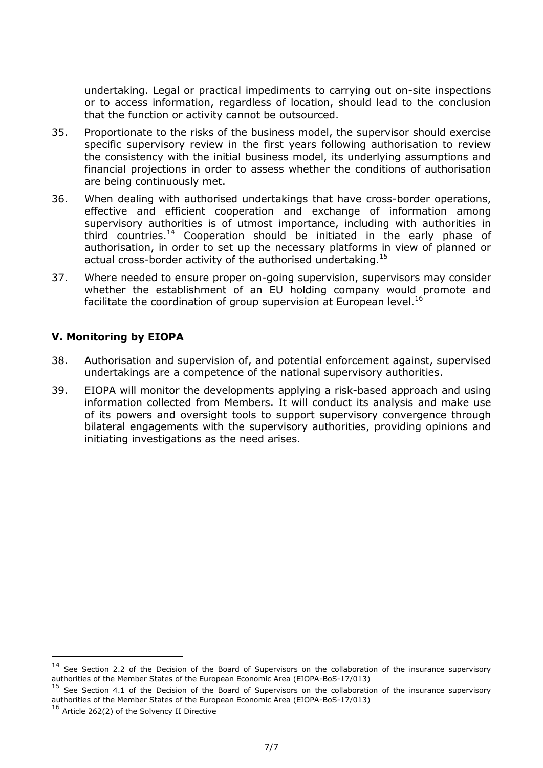undertaking. Legal or practical impediments to carrying out on-site inspections or to access information, regardless of location, should lead to the conclusion that the function or activity cannot be outsourced.

35. Proportionate to the risks of the business model, the supervisor should exercise specific supervisory review in the first years following authorisation to review the consistency with the initial business model, its underlying assumptions and financial projections in order to assess whether the conditions of authorisation are being continuously met.

36. When dealing with authorised undertakings that have cross-border operations, effective and efficient cooperation and exchange of information among supervisory authorities is of utmost importance, including with authorities in third countries.[14] Cooperation should be initiated in the early phase of authorisation, in order to set up the necessary platforms in view of planned or actual cross-border activity of the authorised undertaking.[15]

37. Where needed to ensure proper on-going supervision, supervisors may consider whether the establishment of an EU holding company would promote and facilitate the coordination of group supervision at European level.[16]

### V. Monitoring by EIOPA

38. Authorisation and supervision of, and potential enforcement against, supervised undertakings are a competence of the national supervisory authorities.

39. EIOPA will monitor the developments applying a risk-based approach and using information collected from Members. It will conduct its analysis and make use of its powers and oversight tools to support supervisory convergence through bilateral engagements with the supervisory authorities, providing opinions and initiating investigations as the need arises.

---

[14] See Section 2.2 of the Decision of the Board of Supervisors on the collaboration of the insurance supervisory authorities of the Member States of the European Economic Area (EIOPA-BoS-17/013)

[15] See Section 4.1 of the Decision of the Board of Supervisors on the collaboration of the insurance supervisory authorities of the Member States of the European Economic Area (EIOPA-BoS-17/013)

[16] Article 262(2) of the Solvency II Directive